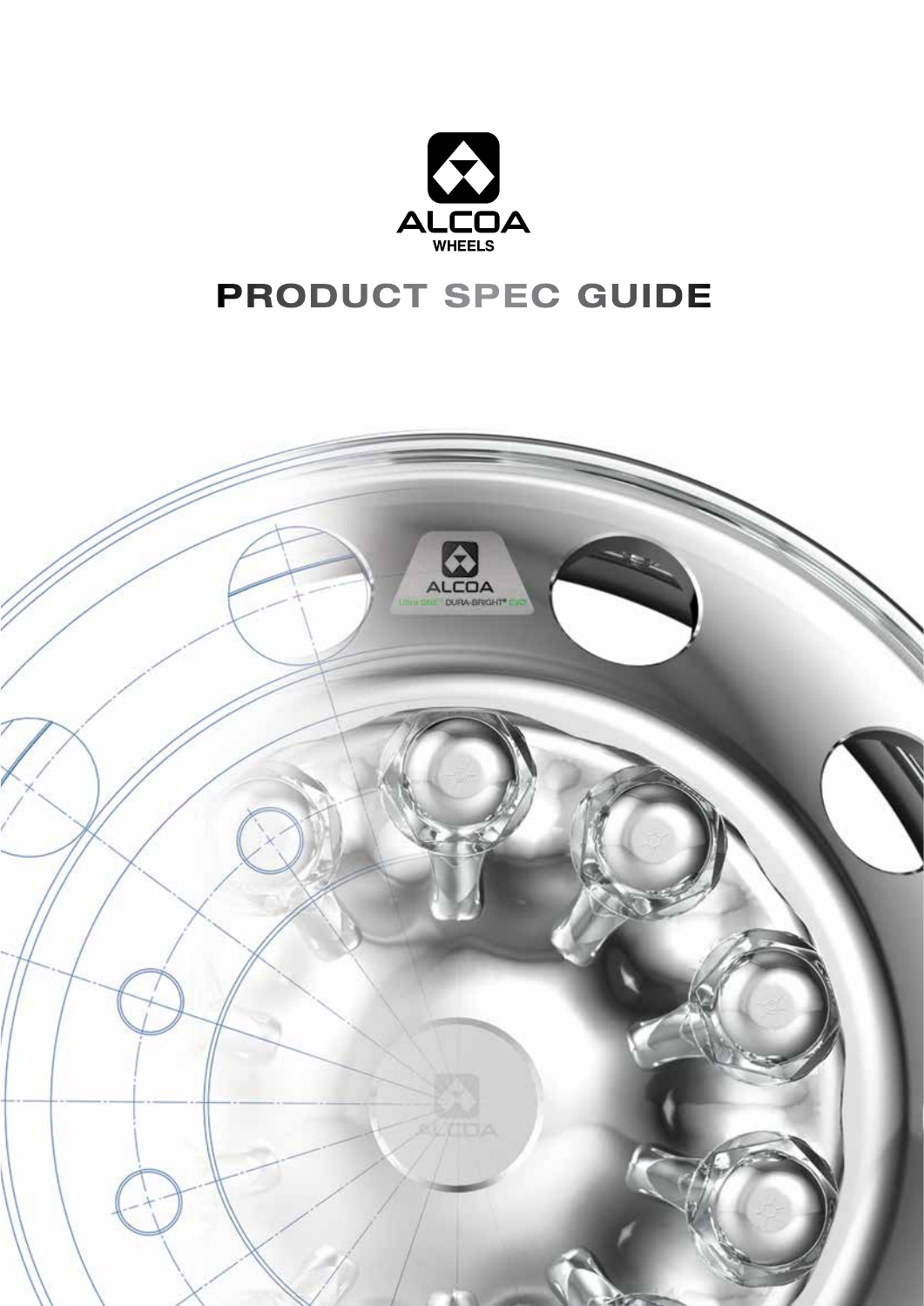ALCOA

WHEELS

# PRODUCT SPEC GUIDE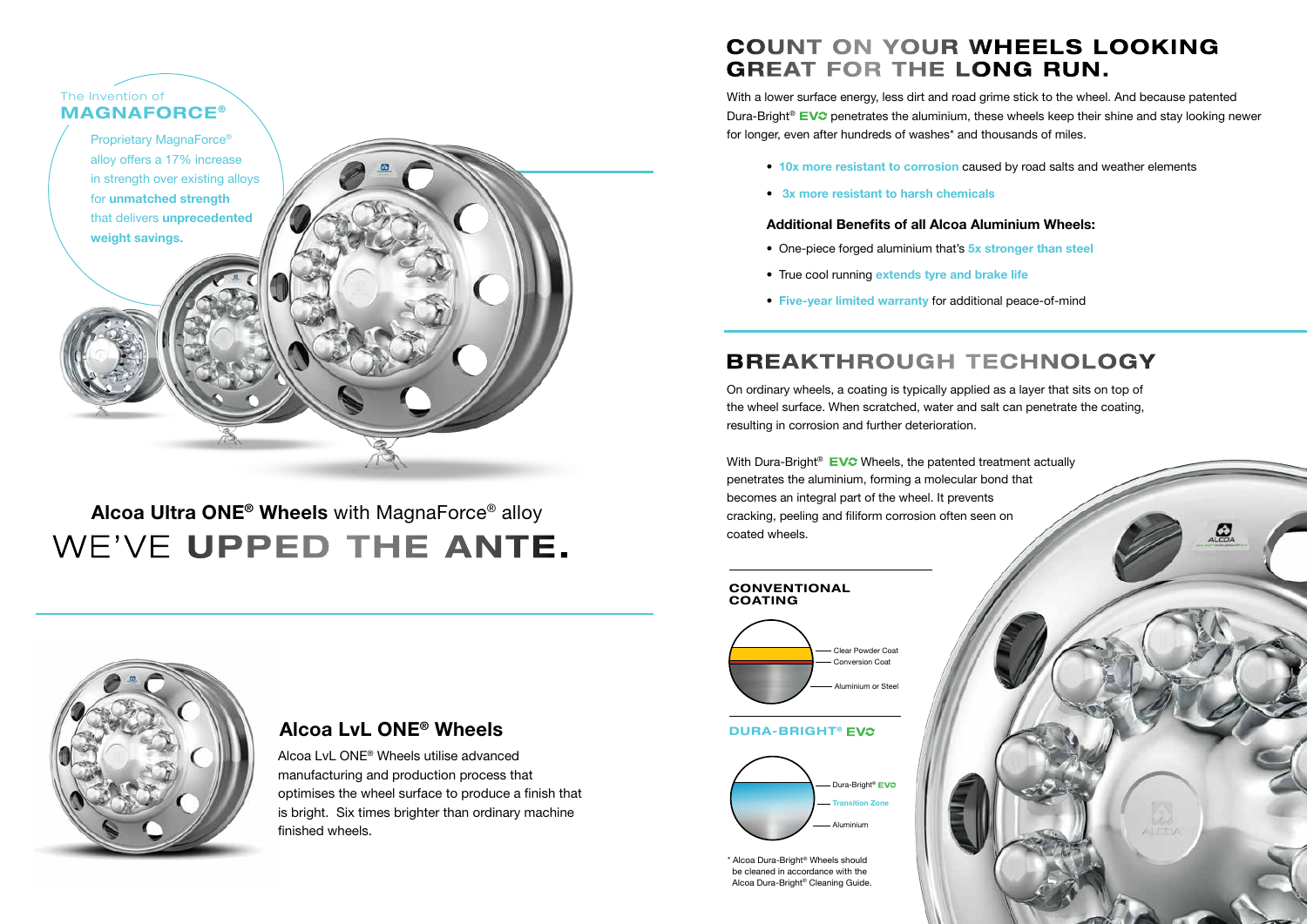The Invention of

**MAGNAFORCE®**

Proprietary MagnaForce® alloy offers a 17% increase in strength over existing alloys for **unmatched strength** that delivers **unprecedented weight savings.**

## **Alcoa Ultra ONE® Wheels** with MagnaForce® alloy

# WE'VE **UPPED THE ANTE.**

## Alcoa LvL ONE® Wheels

Alcoa LvL ONE® Wheels utilise advanced manufacturing and production process that optimises the wheel surface to produce a finish that is bright. Six times brighter than ordinary machine finished wheels.

# COUNT ON YOUR WHEELS LOOKING GREAT FOR THE LONG RUN.

With a lower surface energy, less dirt and road grime stick to the wheel. And because patented Dura-Bright® EVO penetrates the aluminium, these wheels keep their shine and stay looking newer for longer, even after hundreds of washes* and thousands of miles.

- **10x more resistant to corrosion** caused by road salts and weather elements
- **3x more resistant to harsh chemicals**

**Additional Benefits of all Alcoa Aluminium Wheels:**

- One-piece forged aluminium that's **5x stronger than steel**
- True cool running **extends tyre and brake life**
- **Five-year limited warranty** for additional peace-of-mind

# BREAKTHROUGH TECHNOLOGY

On ordinary wheels, a coating is typically applied as a layer that sits on top of the wheel surface. When scratched, water and salt can penetrate the coating, resulting in corrosion and further deterioration.

With Dura-Bright® EVO Wheels, the patented treatment actually penetrates the aluminium, forming a molecular bond that becomes an integral part of the wheel. It prevents cracking, peeling and filiform corrosion often seen on coated wheels.

**CONVENTIONAL COATING**

Clear Powder Coat

Conversion Coat

Aluminium or Steel

**DURA-BRIGHT® EVO**

Dura-Bright® EVO

Transition Zone

Aluminium

* Alcoa Dura-Bright® Wheels should be cleaned in accordance with the Alcoa Dura-Bright® Cleaning Guide.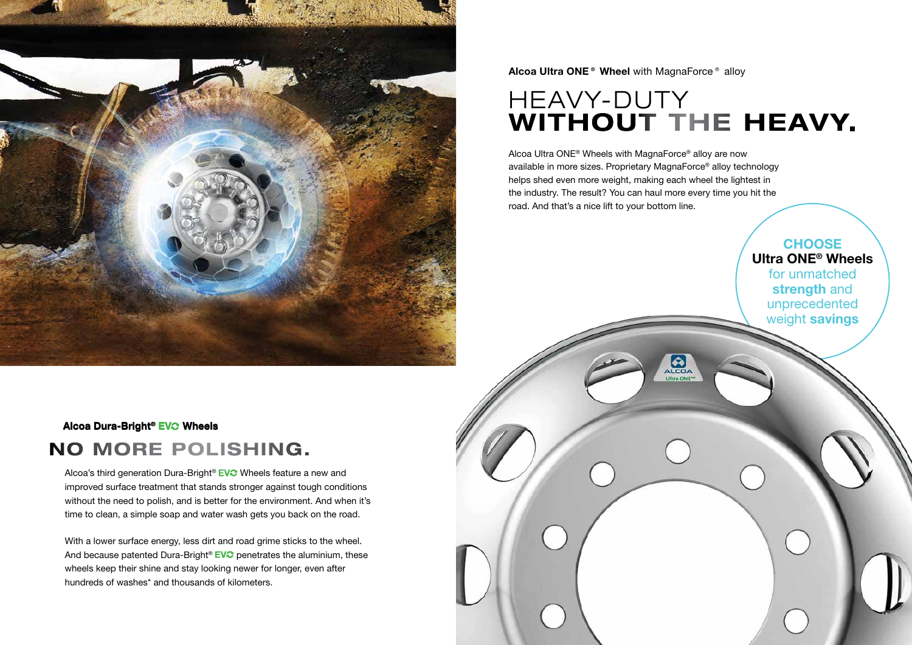**Alcoa Ultra ONE® Wheel** with MagnaForce® alloy

# HEAVY-DUTY **WITHOUT THE HEAVY.**

Alcoa Ultra ONE® Wheels with MagnaForce® alloy are now available in more sizes. Proprietary MagnaForce® alloy technology helps shed even more weight, making each wheel the lightest in the industry. The result? You can haul more every time you hit the road. And that's a nice lift to your bottom line.

**CHOOSE Ultra ONE® Wheels** for unmatched **strength** and unprecedented weight **savings**

**Alcoa Dura-Bright® EVO Wheels**

# NO MORE POLISHING.

Alcoa's third generation Dura-Bright® EVO Wheels feature a new and improved surface treatment that stands stronger against tough conditions without the need to polish, and is better for the environment. And when it's time to clean, a simple soap and water wash gets you back on the road.

With a lower surface energy, less dirt and road grime sticks to the wheel. And because patented Dura-Bright® EVO penetrates the aluminium, these wheels keep their shine and stay looking newer for longer, even after hundreds of washes* and thousands of kilometers.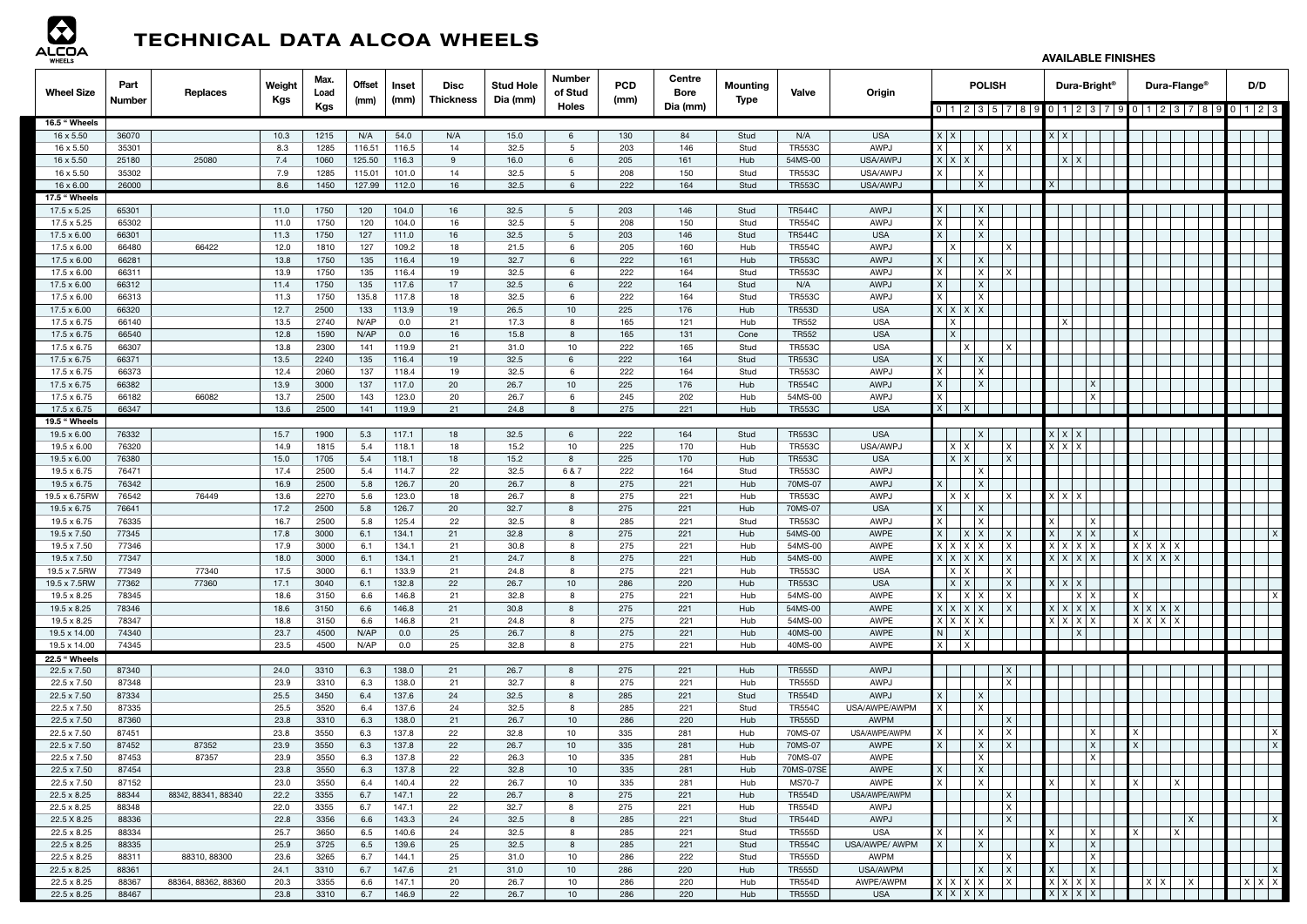# TECHNICAL DATA ALCOA WHEELS

AVAILABLE FINISHES

| Wheel Size | Part Number | Replaces | Weight Kgs | Max. Load Kgs | Offset (mm) | Inset (mm) | Disc Thickness | Stud Hole Dia (mm) | Number of Stud Holes | PCD (mm) | Centre Bore Dia (mm) | Mounting Type | Valve | Origin | POLISH | | | | | | | | Dura-Bright® | | | | | | Dura-Flange® | | | | | | | D/D | | | |
|---|---|---|---|---|---|---|---|---|---|---|---|---|---|---|---|---|---|---|---|---|---|---|---|---|---|---|---|---|---|---|---|---|---|---|---|---|---|---|---|
| | | | | | | | | | | | | | | | 0 | 1 | 2 | 3 | 5 | 7 | 8 | 9 | 0 | 1 | 2 | 3 | 7 | 9 | 0 | 1 | 2 | 3 | 7 | 8 | 9 | 0 | 1 | 2 | 3 |
| **16.5 " Wheels** | | | | | | | | | | | | | | | | | | | | | | | | | | | | | | | | | | | | | | | |
| 16 x 5.50 | 36070 | | 10.3 | 1215 | N/A | 54.0 | N/A | 15.0 | 6 | 130 | 84 | Stud | N/A | USA | X | X | | | | | | | X | X | | | | | | | | | | | | | | | |
| 16 x 5.50 | 35301 | | 8.3 | 1285 | 116.51 | 116.5 | 14 | 32.5 | 5 | 203 | 146 | Stud | TR553C | AWPJ | X | | | X | | X | | | | | | | | | | | | | | | | | | | |
| 16 x 5.50 | 25180 | 25080 | 7.4 | 1060 | 125.50 | 116.3 | 9 | 16.0 | 6 | 205 | 161 | Hub | 54MS-00 | USA/AWPJ | X | X | X | | | | | | | X | X | | | | | | | | | | | | | | |
| 16 x 5.50 | 35302 | | 7.9 | 1285 | 115.01 | 101.0 | 14 | 32.5 | 5 | 208 | 150 | Stud | TR553C | USA/AWPJ | X | | | X | | | | | | | | | | | | | | | | | | | | | |
| 16 x 6.00 | 26000 | | 8.6 | 1450 | 127.99 | 112.0 | 16 | 32.5 | 6 | 222 | 164 | Stud | TR553C | USA/AWPJ | | | | X | | | | | X | | | | | | | | | | | | | | | | |
| **17.5 " Wheels** | | | | | | | | | | | | | | | | | | | | | | | | | | | | | | | | | | | | | | | |
| 17.5 x 5.25 | 65301 | | 11.0 | 1750 | 120 | 104.0 | 16 | 32.5 | 5 | 203 | 146 | Stud | TR544C | AWPJ | X | | | X | | | | | | | | | | | | | | | | | | | | | |
| 17.5 x 5.25 | 65302 | | 11.0 | 1750 | 120 | 104.0 | 16 | 32.5 | 5 | 208 | 150 | Stud | TR554C | AWPJ | X | | | X | | | | | | | | | | | | | | | | | | | | | |
| 17.5 x 6.00 | 66301 | | 11.3 | 1750 | 127 | 111.0 | 16 | 32.5 | 5 | 203 | 146 | Stud | TR544C | USA | X | | | X | | | | | | | | | | | | | | | | | | | | | |
| 17.5 x 6.00 | 66480 | 66422 | 12.0 | 1810 | 127 | 109.2 | 18 | 21.5 | 6 | 205 | 160 | Hub | TR554C | AWPJ | | X | | | | X | | | | | | | | | | | | | | | | | | | |
| 17.5 x 6.00 | 66281 | | 13.8 | 1750 | 135 | 116.4 | 19 | 32.7 | 6 | 222 | 161 | Hub | TR553C | AWPJ | X | | | X | | | | | | | | | | | | | | | | | | | | | |
| 17.5 x 6.00 | 66311 | | 13.9 | 1750 | 135 | 116.4 | 19 | 32.5 | 6 | 222 | 164 | Stud | TR553C | AWPJ | X | | | X | | X | | | | | | | | | | | | | | | | | | | |
| 17.5 x 6.00 | 66312 | | 11.4 | 1750 | 135 | 117.6 | 17 | 32.5 | 6 | 222 | 164 | Stud | N/A | AWPJ | X | | | X | | | | | | | | | | | | | | | | | | | | | |
| 17.5 x 6.00 | 66313 | | 11.3 | 1750 | 135.8 | 117.8 | 18 | 32.5 | 6 | 222 | 164 | Stud | TR553C | AWPJ | X | | | X | | | | | | | | | | | | | | | | | | | | | |
| 17.5 x 6.00 | 66320 | | 12.7 | 2500 | 133 | 113.9 | 19 | 26.5 | 10 | 225 | 176 | Hub | TR553D | USA | X | X | X | X | | | | | | | | | | | | | | | | | | | | | |
| 17.5 x 6.75 | 66140 | | 13.5 | 2740 | N/AP | 0.0 | 21 | 17.3 | 8 | 165 | 121 | Hub | TR552 | USA | | X | | | | | | | | X | | | | | | | | | | | | | | | |
| 17.5 x 6.75 | 66540 | | 12.8 | 1590 | N/AP | 0.0 | 16 | 15.8 | 8 | 165 | 131 | Cone | TR552 | USA | | X | | | | | | | | | | | | | | | | | | | | | | | |
| 17.5 x 6.75 | 66307 | | 13.8 | 2300 | 141 | 119.9 | 21 | 31.0 | 10 | 222 | 165 | Stud | TR553C | USA | | | X | | | X | | | | | | | | | | | | | | | | | | | |
| 17.5 x 6.75 | 66371 | | 13.5 | 2240 | 135 | 116.4 | 19 | 32.5 | 6 | 222 | 164 | Stud | TR553C | USA | X | | | X | | | | | | | | | | | | | | | | | | | | | |
| 17.5 x 6.75 | 66373 | | 12.4 | 2060 | 137 | 118.4 | 19 | 32.5 | 6 | 222 | 164 | Stud | TR553C | AWPJ | X | | | X | | | | | | | | | | | | | | | | | | | | | |
| 17.5 x 6.75 | 66382 | | 13.9 | 3000 | 137 | 117.0 | 20 | 26.7 | 10 | 225 | 176 | Hub | TR554C | AWPJ | X | | | X | | | | | | | | X | | | | | | | | | | | | | |
| 17.5 x 6.75 | 66182 | 66082 | 13.7 | 2500 | 143 | 123.0 | 20 | 26.7 | 6 | 245 | 202 | Hub | 54MS-00 | AWPJ | X | | | | | | | | | | | X | | | | | | | | | | | | | |
| 17.5 x 6.75 | 66347 | | 13.6 | 2500 | 141 | 119.9 | 21 | 24.8 | 8 | 275 | 221 | Hub | TR553C | USA | X | | X | | | | | | | | | | | | | | | | | | | | | | |
| **19.5 " Wheels** | | | | | | | | | | | | | | | | | | | | | | | | | | | | | | | | | | | | | | | |
| 19.5 x 6.00 | 76332 | | 15.7 | 1900 | 5.3 | 117.1 | 18 | 32.5 | 6 | 222 | 164 | Stud | TR553C | USA | | | | X | | | | | X | X | X | | | | | | | | | | | | | | |
| 19.5 x 6.00 | 76320 | | 14.9 | 1815 | 5.4 | 118.1 | 18 | 15.2 | 10 | 225 | 170 | Hub | TR553C | USA/AWPJ | | X | X | | | X | | | X | X | X | | | | | | | | | | | | | | |
| 19.5 x 6.00 | 76380 | | 15.0 | 1705 | 5.4 | 118.1 | 18 | 15.2 | 8 | 225 | 170 | Hub | TR553C | USA | | X | X | | | X | | | | | | | | | | | | | | | | | | | |
| 19.5 x 6.75 | 76471 | | 17.4 | 2500 | 5.4 | 114.7 | 22 | 32.5 | 6 & 7 | 222 | 164 | Stud | TR553C | AWPJ | | | | X | | | | | | | | | | | | | | | | | | | | | |
| 19.5 x 6.75 | 76342 | | 16.9 | 2500 | 5.8 | 126.7 | 20 | 26.7 | 8 | 275 | 221 | Hub | 70MS-07 | AWPJ | X | | | X | | | | | | | | | | | | | | | | | | | | | |
| 19.5 x 6.75RW | 76542 | 76449 | 13.6 | 2270 | 5.6 | 123.0 | 18 | 26.7 | 8 | 275 | 221 | Hub | TR553C | AWPJ | | X | X | | | X | | | X | X | X | | | | | | | | | | | | | | |
| 19.5 x 6.75 | 76641 | | 17.2 | 2500 | 5.8 | 126.7 | 20 | 32.7 | 8 | 275 | 221 | Hub | 70MS-07 | USA | X | | | X | | | | | | | | | | | | | | | | | | | | | |
| 19.5 x 6.75 | 76335 | | 16.7 | 2500 | 5.8 | 125.4 | 22 | 32.5 | 8 | 285 | 221 | Stud | TR553C | AWPJ | X | | | X | | | | | X | | | X | | | | | | | | | | | | | |
| 19.5 x 7.50 | 77345 | | 17.8 | 3000 | 6.1 | 134.1 | 21 | 32.8 | 8 | 275 | 221 | Hub | 54MS-00 | AWPE | X | | X | X | | X | | | X | | X | X | | | X | | | | | | | | | | X |
| 19.5 x 7.50 | 77346 | | 17.9 | 3000 | 6.1 | 134.1 | 21 | 30.8 | 8 | 275 | 221 | Hub | 54MS-00 | AWPE | X | X | X | X | | X | | | X | X | X | X | | | X | X | X | X | | | | | | | |
| 19.5 x 7.50 | 77347 | | 18.0 | 3000 | 6.1 | 134.1 | 21 | 24.7 | 8 | 275 | 221 | Hub | 54MS-00 | AWPE | X | X | X | X | | X | | | X | X | X | X | | | X | X | X | X | | | | | | | |
| 19.5 x 7.5RW | 77349 | 77340 | 17.5 | 3000 | 6.1 | 133.9 | 21 | 24.8 | 8 | 275 | 221 | Hub | TR553C | USA | | X | X | | | X | | | | | | | | | | | | | | | | | | | |
| 19.5 x 7.5RW | 77362 | 77360 | 17.1 | 3040 | 6.1 | 132.8 | 22 | 26.7 | 10 | 286 | 220 | Hub | TR553C | USA | | X | X | | | X | | | X | X | X | | | | | | | | | | | | | | |
| 19.5 x 8.25 | 78345 | | 18.6 | 3150 | 6.6 | 146.8 | 21 | 32.8 | 8 | 275 | 221 | Hub | 54MS-00 | AWPE | X | | X | X | | X | | | | | X | X | | | X | | | | | | | | | | X |
| 19.5 x 8.25 | 78346 | | 18.6 | 3150 | 6.6 | 146.8 | 21 | 30.8 | 8 | 275 | 221 | Hub | 54MS-00 | AWPE | X | X | X | X | | X | | | X | X | X | X | | | X | X | X | X | | | | | | | |
| 19.5 x 8.25 | 78347 | | 18.8 | 3150 | 6.6 | 146.8 | 21 | 24.8 | 8 | 275 | 221 | Hub | 54MS-00 | AWPE | X | X | X | X | | | | | X | X | X | X | | | X | X | X | X | | | | | | | |
| 19.5 x 14.00 | 74340 | | 23.7 | 4500 | N/AP | 0.0 | 25 | 26.7 | 8 | 275 | 221 | Hub | 40MS-00 | AWPE | N | | X | | | | | | | | | | | | | | | | | | | | | | |
| 19.5 x 14.00 | 74345 | | 23.5 | 4500 | N/AP | 0.0 | 25 | 32.8 | 8 | 275 | 221 | Hub | 40MS-00 | AWPE | X | | X | | | | | | | | | | | | | | | | | | | | | | |
| **22.5 " Wheels** | | | | | | | | | | | | | | | | | | | | | | | | | | | | | | | | | | | | | | | |
| 22.5 x 7.50 | 87340 | | 24.0 | 3310 | 6.3 | 138.0 | 21 | 26.7 | 8 | 275 | 221 | Hub | TR555D | AWPJ | | | | | | X | | | | | | | | | | | | | | | | | | | |
| 22.5 x 7.50 | 87348 | | 23.9 | 3310 | 6.3 | 138.0 | 21 | 32.7 | 8 | 275 | 221 | Hub | TR555D | AWPJ | | | | | | X | | | | | | | | | | | | | | | | | | | |
| 22.5 x 7.50 | 87334 | | 25.5 | 3450 | 6.4 | 137.6 | 24 | 32.5 | 8 | 285 | 221 | Stud | TR554D | AWPJ | X | | | X | | | | | | | | | | | | | | | | | | | | | |
| 22.5 x 7.50 | 87335 | | 25.5 | 3520 | 6.4 | 137.6 | 24 | 32.5 | 8 | 285 | 221 | Stud | TR554C | USA/AWPE/AWPM | X | | | X | | | | | | | | | | | | | | | | | | | | | |
| 22.5 x 7.50 | 87360 | | 23.8 | 3310 | 6.3 | 138.0 | 21 | 26.7 | 10 | 286 | 220 | Hub | TR555D | AWPM | | | | | | X | | | | | | | | | | | | | | | | | | | |
| 22.5 x 7.50 | 87451 | | 23.8 | 3550 | 6.3 | 137.8 | 22 | 32.8 | 10 | 335 | 281 | Hub | 70MS-07 | USA/AWPE/AWPM | X | | | X | | X | | | | | | X | | | X | | | | | | | | | | X |
| 22.5 x 7.50 | 87452 | 87352 | 23.9 | 3550 | 6.3 | 137.8 | 22 | 26.7 | 10 | 335 | 281 | Hub | 70MS-07 | AWPE | X | | | X | | X | | | | | | X | | | X | | | | | | | | | | X |
| 22.5 x 7.50 | 87453 | 87357 | 23.9 | 3550 | 6.3 | 137.8 | 22 | 26.3 | 10 | 335 | 281 | Hub | 70MS-07 | AWPE | | | | X | | | | | | | | X | | | | | | | | | | | | | |
| 22.5 x 7.50 | 87454 | | 23.8 | 3550 | 6.3 | 137.8 | 22 | 32.8 | 10 | 335 | 281 | Hub | 70MS-07SE | AWPE | X | | | X | | | | | | | | | | | | | | | | | | | | | |
| 22.5 x 7.50 | 87152 | | 23.0 | 3550 | 6.4 | 140.4 | 22 | 26.7 | 10 | 335 | 281 | Hub | MS70-7 | AWPE | X | | | X | | | | | X | | | X | | | X | | | X | | | | | | | |
| 22.5 x 8.25 | 88344 | 88342, 88341, 88340 | 22.2 | 3355 | 6.7 | 147.1 | 22 | 26.7 | 8 | 275 | 221 | Hub | TR554D | USA/AWPE/AWPM | | | | | | X | | | | | | | | | | | | | | | | | | | |
| 22.5 x 8.25 | 88348 | | 22.0 | 3355 | 6.7 | 147.1 | 22 | 32.7 | 8 | 275 | 221 | Hub | TR554D | AWPJ | | | | | | X | | | | | | | | | | | | | | | | | | | |
| 22.5 X 8.25 | 88336 | | 22.8 | 3356 | 6.6 | 143.3 | 24 | 32.5 | 8 | 285 | 221 | Stud | TR544D | AWPJ | | | | | | X | | | | | | | | | | | | | X | | | | | | X |
| 22.5 x 8.25 | 88334 | | 25.7 | 3650 | 6.5 | 140.6 | 24 | 32.5 | 8 | 285 | 221 | Stud | TR555D | USA | X | | | X | | | | | X | | | X | | | X | | | X | | | | | | | |
| 22.5 x 8.25 | 88335 | | 25.9 | 3725 | 6.5 | 139.6 | 25 | 32.5 | 8 | 285 | 221 | Stud | TR554C | USA/AWPE/ AWPM | X | | | X | | | | | X | | | X | | | | | | | | | | | | | |
| 22.5 x 8.25 | 88311 | 88310, 88300 | 23.6 | 3265 | 6.7 | 144.1 | 25 | 31.0 | 10 | 286 | 222 | Stud | TR555D | AWPM | | | | | | X | | | | | | X | | | | | | | | | | | | | |
| 22.5 x 8.25 | 88361 | | 24.1 | 3310 | 6.7 | 147.6 | 21 | 31.0 | 10 | 286 | 220 | Hub | TR555D | USA/AWPM | | | | X | | X | | | X | | | X | | | | | | | | | | | | | X |
| 22.5 x 8.25 | 88367 | 88364, 88362, 88360 | 20.3 | 3355 | 6.6 | 147.1 | 20 | 26.7 | 10 | 286 | 220 | Hub | TR554D | AWPE/AWPM | X | X | X | X | | X | | | X | X | X | X | | | | X | X | | X | | | | X | X | X |
| 22.5 x 8.25 | 88467 | | 23.8 | 3310 | 6.7 | 146.9 | 22 | 26.7 | 10 | 286 | 220 | Hub | TR555D | USA | X | X | X | X | | | | | X | X | X | X | | | | | | | | | | | | | |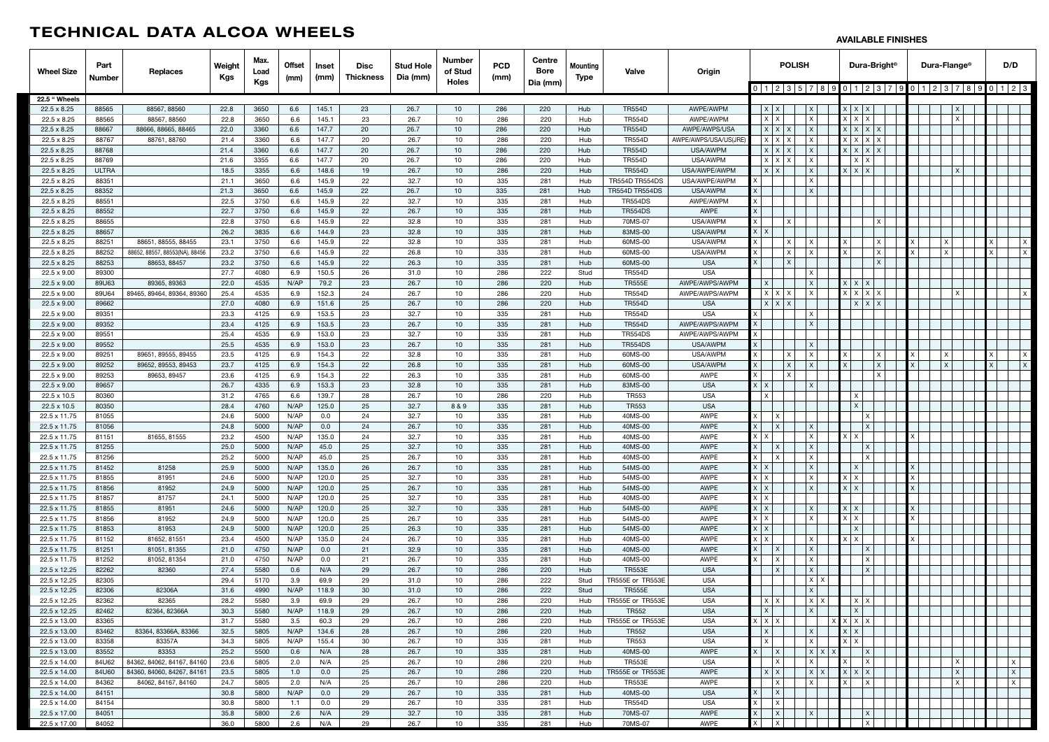# TECHNICAL DATA ALCOA WHEELS

AVAILABLE FINISHES

| Wheel Size | Part Number | Replaces | Weight Kgs | Max. Load Kgs | Offset (mm) | Inset (mm) | Disc Thickness | Stud Hole Dia (mm) | Number of Stud Holes | PCD (mm) | Centre Bore Dia (mm) | Mounting Type | Valve | Origin | POLISH | | | | | | | | Dura-Bright® | | | | | | Dura-Flange® | | | | | | | D/D | | | |
|---|---|---|---|---|---|---|---|---|---|---|---|---|---|---|---|---|---|---|---|---|---|---|---|---|---|---|---|---|---|---|---|---|---|---|---|---|---|---|---|
| | | | | | | | | | | | | | | | 0 | 1 | 2 | 3 | 5 | 7 | 8 | 9 | 0 | 1 | 2 | 3 | 7 | 9 | 0 | 1 | 2 | 3 | 7 | 8 | 9 | 0 | 1 | 2 | 3 |
| 22.5 " Wheels | | | | | | | | | | | | | | | | | | | | | | | | | | | | | | | | | | | | | | | |
| 22.5 x 8.25 | 88565 | 88567, 88560 | 22.8 | 3650 | 6.6 | 145.1 | 23 | 26.7 | 10 | 286 | 220 | Hub | TR554D | AWPE/AWPM | | X | X | | | X | | | X | X | X | | | | | | | | X | | | | | | |
| 22.5 x 8.25 | 88565 | 88567, 88560 | 22.8 | 3650 | 6.6 | 145.1 | 23 | 26.7 | 10 | 286 | 220 | Hub | TR554D | AWPE/AWPM | | X | X | | | X | | | X | X | X | | | | | | | | X | | | | | | |
| 22.5 x 8.25 | 88667 | 88666, 88665, 88465 | 22.0 | 3360 | 6.6 | 147.7 | 20 | 26.7 | 10 | 286 | 220 | Hub | TR554D | AWPE/AWPS/USA | | X | X | X | | X | | | X | X | X | X | | | | | | | | | | | | | |
| 22.5 x 8.25 | 88767 | 88761, 88760 | 21.4 | 3360 | 6.6 | 147.7 | 20 | 26.7 | 10 | 286 | 220 | Hub | TR554D | AWPE/AWPS/USA/US(JRE) | | X | X | X | | X | | | X | X | X | X | | | | | | | | | | | | | |
| 22.5 x 8.25 | 88768 | | 21.4 | 3360 | 6.6 | 147.7 | 20 | 26.7 | 10 | 286 | 220 | Hub | TR554D | USA/AWPM | | X | X | X | | X | | | X | X | X | X | | | | | | | | | | | | | |
| 22.5 x 8.25 | 88769 | | 21.6 | 3355 | 6.6 | 147.7 | 20 | 26.7 | 10 | 286 | 220 | Hub | TR554D | USA/AWPM | | X | X | X | | X | | | | X | X | | | | | | | | | | | | | | |
| 22.5 x 8.25 | ULTRA | | 18.5 | 3355 | 6.6 | 148.6 | 19 | 26.7 | 10 | 286 | 220 | Hub | TR554D | USA/AWPE/AWPM | | X | X | | | X | | | X | X | X | | | | | | | | X | | | | | | |
| 22.5 x 8.25 | 88351 | | 21.1 | 3650 | 6.6 | 145.9 | 22 | 32.7 | 10 | 335 | 281 | Hub | TR554D TR554DS | USA/AWPE/AWPM | X | | | | | X | | | | | | | | | | | | | | | | | | | |
| 22.5 x 8.25 | 88352 | | 21.3 | 3650 | 6.6 | 145.9 | 22 | 26.7 | 10 | 335 | 281 | Hub | TR554D TR554DS | USA/AWPM | X | | | | | X | | | | | | | | | | | | | | | | | | | |
| 22.5 x 8.25 | 88551 | | 22.5 | 3750 | 6.6 | 145.9 | 22 | 32.7 | 10 | 335 | 281 | Hub | TR554DS | AWPE/AWPM | X | | | | | | | | | | | | | | | | | | | | | | | | |
| 22.5 x 8.25 | 88552 | | 22.7 | 3750 | 6.6 | 145.9 | 22 | 26.7 | 10 | 335 | 281 | Hub | TR554DS | AWPE | X | | | | | | | | | | | | | | | | | | | | | | | | |
| 22.5 x 8.25 | 88655 | | 22.8 | 3750 | 6.6 | 145.9 | 22 | 32.8 | 10 | 335 | 281 | Hub | 70MS-07 | USA/AWPM | X | | | X | | | | | | | | X | | | | | | | | | | | | | |
| 22.5 x 8.25 | 88657 | | 26.2 | 3835 | 6.6 | 144.9 | 23 | 32.8 | 10 | 335 | 281 | Hub | 83MS-00 | USA/AWPM | X | X | | | | | | | | | | | | | | | | | | | | | | | |
| 22.5 x 8.25 | 88251 | 88651, 88555, 88455 | 23.1 | 3750 | 6.6 | 145.9 | 22 | 32.8 | 10 | 335 | 281 | Hub | 60MS-00 | USA/AWPM | X | | | X | | X | | | X | | | X | | | X | | | X | | | | X | | | X |
| 22.5 x 8.25 | 88252 | 88652, 88557, 88553(NA), 88456 | 23.2 | 3750 | 6.6 | 145.9 | 22 | 26.8 | 10 | 335 | 281 | Hub | 60MS-00 | USA/AWPM | X | | | X | | X | | | X | | | X | | | X | | | X | | | | X | | | X |
| 22.5 x 8.25 | 88253 | 88653, 88457 | 23.2 | 3750 | 6.6 | 145.9 | 22 | 26.3 | 10 | 335 | 281 | Hub | 60MS-00 | USA | X | | | X | | | | | | | | X | | | | | | | | | | | | | |
| 22.5 x 9.00 | 89300 | | 27.7 | 4080 | 6.9 | 150.5 | 26 | 31.0 | 10 | 286 | 222 | Stud | TR554D | USA | | | | | | X | | | | | | | | | | | | | | | | | | | |
| 22.5 x 9.00 | 89U63 | 89365, 89363 | 22.0 | 4535 | N/AP | 79.2 | 23 | 26.7 | 10 | 286 | 220 | Hub | TR555E | AWPE/AWPS/AWPM | | X | | | | X | | | X | X | X | | | | | | | | | | | | | | |
| 22.5 x 9.00 | 89U64 | 89465, 89464, 89364, 89360 | 25.4 | 4535 | 6.9 | 152.3 | 24 | 26.7 | 10 | 286 | 220 | Hub | TR554D | AWPE/AWPS/AWPM | | X | X | X | | X | | | X | X | X | X | | | | | | | X | | | | | | X |
| 22.5 x 9.00 | 89662 | | 27.0 | 4080 | 6.9 | 151.6 | 25 | 26.7 | 10 | 286 | 220 | Hub | TR554D | USA | | X | X | X | | | | | | X | X | X | | | | | | | | | | | | | |
| 22.5 x 9.00 | 89351 | | 23.3 | 4125 | 6.9 | 153.5 | 23 | 32.7 | 10 | 335 | 281 | Hub | TR554D | USA | X | | | | | X | | | | | | | | | | | | | | | | | | | |
| 22.5 x 9.00 | 89352 | | 23.4 | 4125 | 6.9 | 153.5 | 23 | 26.7 | 10 | 335 | 281 | Hub | TR554D | AWPE/AWPS/AWPM | X | | | | | X | | | | | | | | | | | | | | | | | | | |
| 22.5 x 9.00 | 89551 | | 25.4 | 4535 | 6.9 | 153.0 | 23 | 32.7 | 10 | 335 | 281 | Hub | TR554DS | AWPE/AWPS/AWPM | X | | | | | | | | | | | | | | | | | | | | | | | | |
| 22.5 x 9.00 | 89552 | | 25.5 | 4535 | 6.9 | 153.0 | 23 | 26.7 | 10 | 335 | 281 | Hub | TR554DS | USA/AWPM | X | | | | | X | | | | | | | | | | | | | | | | | | | |
| 22.5 x 9.00 | 89251 | 89651, 89555, 89455 | 23.5 | 4125 | 6.9 | 154.3 | 22 | 32.8 | 10 | 335 | 281 | Hub | 60MS-00 | USA/AWPM | X | | | X | | X | | | X | | | X | | | X | | | X | | | | X | | | X |
| 22.5 x 9.00 | 89252 | 89652, 89553, 89453 | 23.7 | 4125 | 6.9 | 154.3 | 22 | 26.8 | 10 | 335 | 281 | Hub | 60MS-00 | USA/AWPM | X | | | X | | X | | | X | | | X | | | X | | | X | | | | X | | | X |
| 22.5 x 9.00 | 89253 | 89653, 89457 | 23.6 | 4125 | 6.9 | 154.3 | 22 | 26.3 | 10 | 335 | 281 | Hub | 60MS-00 | AWPE | X | | | X | | | | | | | | X | | | | | | | | | | | | | |
| 22.5 x 9.00 | 89657 | | 26.7 | 4335 | 6.9 | 153.3 | 23 | 32.8 | 10 | 335 | 281 | Hub | 83MS-00 | USA | X | X | | | | X | | | | | | | | | | | | | | | | | | | |
| 22.5 x 10.5 | 80360 | | 31.2 | 4765 | 6.6 | 139.7 | 28 | 26.7 | 10 | 286 | 220 | Hub | TR553 | USA | | X | | | | | | | | X | | | | | | | | | | | | | | | |
| 22.5 x 10.5 | 80350 | | 28.4 | 4760 | N/AP | 125.0 | 25 | 32.7 | 8 & 9 | 335 | 281 | Hub | TR553 | USA | | | | | | | | | | X | | | | | | | | | | | | | | | |
| 22.5 x 11.75 | 81055 | | 24.6 | 5000 | N/AP | 0.0 | 24 | 32.7 | 10 | 335 | 281 | Hub | 40MS-00 | AWPE | X | | X | | | | | | | | X | | | | | | | | | | | | | | |
| 22.5 x 11.75 | 81056 | | 24.8 | 5000 | N/AP | 0.0 | 24 | 26.7 | 10 | 335 | 281 | Hub | 40MS-00 | AWPE | X | | X | | | X | | | | | X | | | | | | | | | | | | | | |
| 22.5 x 11.75 | 81151 | 81655, 81555 | 23.2 | 4500 | N/AP | 135.0 | 24 | 32.7 | 10 | 335 | 281 | Hub | 40MS-00 | AWPE | X | X | | | | X | | | X | X | | | | | X | | | | | | | | | | |
| 22.5 x 11.75 | 81255 | | 25.0 | 5000 | N/AP | 45.0 | 25 | 32.7 | 10 | 335 | 281 | Hub | 40MS-00 | AWPE | X | | X | | | X | | | | | X | | | | | | | | | | | | | | |
| 22.5 x 11.75 | 81256 | | 25.2 | 5000 | N/AP | 45.0 | 25 | 26.7 | 10 | 335 | 281 | Hub | 40MS-00 | AWPE | X | | X | | | X | | | | | X | | | | | | | | | | | | | | |
| 22.5 x 11.75 | 81452 | 81258 | 25.9 | 5000 | N/AP | 135.0 | 26 | 26.7 | 10 | 335 | 281 | Hub | 54MS-00 | AWPE | X | X | | | | X | | | | X | | | | | X | | | | | | | | | | |
| 22.5 x 11.75 | 81855 | 81951 | 24.6 | 5000 | N/AP | 120.0 | 25 | 32.7 | 10 | 335 | 281 | Hub | 54MS-00 | AWPE | X | X | | | | X | | | X | X | | | | | X | | | | | | | | | | |
| 22.5 x 11.75 | 81856 | 81952 | 24.9 | 5000 | N/AP | 120.0 | 25 | 26.7 | 10 | 335 | 281 | Hub | 54MS-00 | AWPE | X | X | | | | X | | | X | X | | | | | X | | | | | | | | | | |
| 22.5 x 11.75 | 81857 | 81757 | 24.1 | 5000 | N/AP | 120.0 | 25 | 32.7 | 10 | 335 | 281 | Hub | 40MS-00 | AWPE | X | X | | | | | | | | | | | | | | | | | | | | | | | |
| 22.5 x 11.75 | 81855 | 81951 | 24.6 | 5000 | N/AP | 120.0 | 25 | 32.7 | 10 | 335 | 281 | Hub | 54MS-00 | AWPE | X | X | | | | X | | | X | X | | | | | X | | | | | | | | | | |
| 22.5 x 11.75 | 81856 | 81952 | 24.9 | 5000 | N/AP | 120.0 | 25 | 26.7 | 10 | 335 | 281 | Hub | 54MS-00 | AWPE | X | X | | | | X | | | X | X | | | | | X | | | | | | | | | | |
| 22.5 x 11.75 | 81853 | 81953 | 24.9 | 5000 | N/AP | 120.0 | 25 | 26.3 | 10 | 335 | 281 | Hub | 54MS-00 | AWPE | X | X | | | | | | | | X | | | | | | | | | | | | | | | |
| 22.5 x 11.75 | 81152 | 81652, 81551 | 23.4 | 4500 | N/AP | 135.0 | 24 | 26.7 | 10 | 335 | 281 | Hub | 40MS-00 | AWPE | X | X | | | | X | | | X | X | | | | | X | | | | | | | | | | |
| 22.5 x 11.75 | 81251 | 81051, 81355 | 21.0 | 4750 | N/AP | 0.0 | 21 | 32.9 | 10 | 335 | 281 | Hub | 40MS-00 | AWPE | X | | X | | | X | | | | | X | | | | | | | | | | | | | | |
| 22.5 x 11.75 | 81252 | 81052, 81354 | 21.0 | 4750 | N/AP | 0.0 | 21 | 26.7 | 10 | 335 | 281 | Hub | 40MS-00 | AWPE | X | | X | | | X | | | | | X | | | | | | | | | | | | | | |
| 22.5 x 12.25 | 82262 | 82360 | 27.4 | 5580 | 0.6 | N/A | 29 | 26.7 | 10 | 286 | 220 | Hub | TR553E | USA | | | X | | | X | | | | | X | | | | | | | | | | | | | | |
| 22.5 x 12.25 | 82305 | | 29.4 | 5170 | 3.9 | 69.9 | 29 | 31.0 | 10 | 286 | 222 | Stud | TR555E or TR553E | USA | | | | | | X | X | | | | | | | | | | | | | | | | | | |
| 22.5 x 12.25 | 82306 | 82306A | 31.6 | 4990 | N/AP | 118.9 | 30 | 31.0 | 10 | 286 | 222 | Stud | TR555E | USA | | | | | | X | | | | | | | | | | | | | | | | | | | |
| 22.5 x 12.25 | 82362 | 82365 | 28.2 | 5580 | 3.9 | 69.9 | 29 | 26.7 | 10 | 286 | 220 | Hub | TR555E or TR553E | USA | | X | X | | | X | X | | | X | X | | | | | | | | | | | | | | |
| 22.5 x 12.25 | 82462 | 82364, 82366A | 30.3 | 5580 | N/AP | 118.9 | 29 | 26.7 | 10 | 286 | 220 | Hub | TR552 | USA | | X | | | | X | | | | X | | | | | | | | | | | | | | | |
| 22.5 x 13.00 | 83365 | | 31.7 | 5580 | 3.5 | 60.3 | 29 | 26.7 | 10 | 286 | 220 | Hub | TR555E or TR553E | USA | X | X | X | | | | | X | X | X | X | X | | | | | | | | | | | | | |
| 22.5 x 13.00 | 83462 | 83364, 83366A, 83366 | 32.5 | 5805 | N/AP | 134.6 | 28 | 26.7 | 10 | 286 | 220 | Hub | TR552 | USA | | X | | | | X | | | X | X | | | | | | | | | | | | | | | |
| 22.5 x 13.00 | 83358 | 83357A | 34.3 | 5805 | N/AP | 155.4 | 30 | 26.7 | 10 | 335 | 281 | Hub | TR553 | USA | | X | | | | X | | | X | X | | | | | | | | | | | | | | | |
| 22.5 x 13.00 | 83552 | 83353 | 25.2 | 5500 | 0.6 | N/A | 28 | 26.7 | 10 | 335 | 281 | Hub | 40MS-00 | AWPE | X | | X | | | X | X | X | | | X | | | | | | | | | | | | | | |
| 22.5 x 14.00 | 84U62 | 84362, 84062, 84167, 84160 | 23.6 | 5805 | 2.0 | N/A | 25 | 26.7 | 10 | 286 | 220 | Hub | TR553E | USA | | | X | | | X | | | X | | X | | | | | | | | X | | | | | X | |
| 22.5 x 14.00 | 84U60 | 84360, 84060, 84267, 84161 | 23.5 | 5805 | 1.0 | 0.0 | 25 | 26.7 | 10 | 286 | 220 | Hub | TR555E or TR553E | AWPE | | X | X | | | X | X | | X | X | X | | | | | | | | X | | | | | X | |
| 22.5 x 14.00 | 84362 | 84062, 84167, 84160 | 24.7 | 5805 | 2.0 | N/A | 25 | 26.7 | 10 | 286 | 220 | Hub | TR553E | AWPE | | | X | | | X | | | X | | X | | | | | | | | X | | | | | X | |
| 22.5 x 14.00 | 84151 | | 30.8 | 5800 | N/AP | 0.0 | 29 | 26.7 | 10 | 335 | 281 | Hub | 40MS-00 | USA | X | | X | | | | | | | | | | | | | | | | | | | | | | |
| 22.5 x 14.00 | 84154 | | 30.8 | 5800 | 1.1 | 0.0 | 29 | 26.7 | 10 | 335 | 281 | Hub | TR554D | USA | X | | X | | | | | | | | | | | | | | | | | | | | | | |
| 22.5 x 17.00 | 84051 | | 35.8 | 5800 | 2.6 | N/A | 29 | 32.7 | 10 | 335 | 281 | Hub | 70MS-07 | AWPE | X | | X | | | X | | | | | X | | | | | | | | | | | | | | |
| 22.5 x 17.00 | 84052 | | 36.0 | 5800 | 2.6 | N/A | 29 | 26.7 | 10 | 335 | 281 | Hub | 70MS-07 | AWPE | X | | X | | | | | | | | X | | | | | | | | | | | | | | |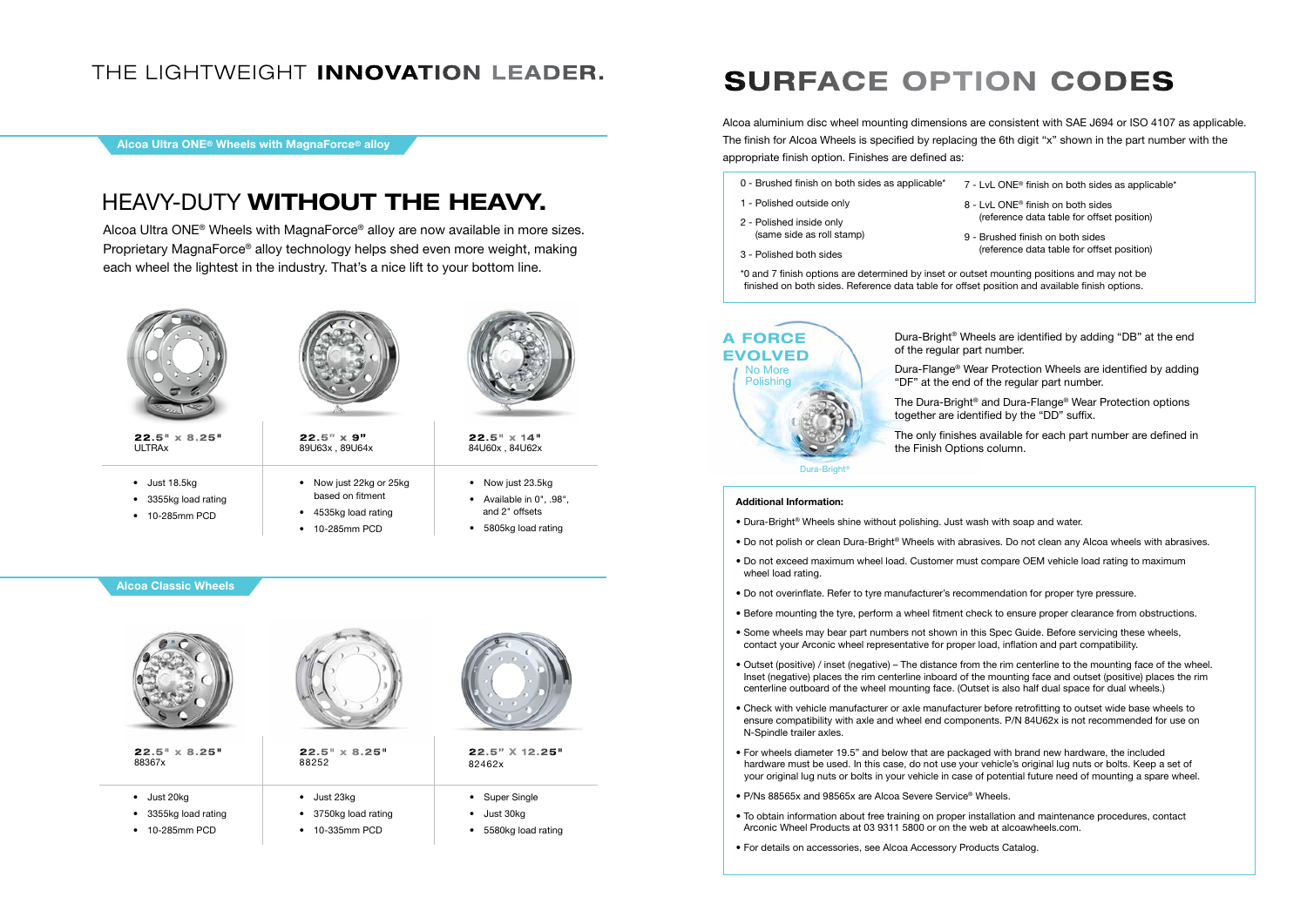# THE LIGHTWEIGHT **INNOVATION LEADER.**

**Alcoa Ultra ONE® Wheels with MagnaForce® alloy**

## HEAVY-DUTY **WITHOUT THE HEAVY.**

Alcoa Ultra ONE® Wheels with MagnaForce® alloy are now available in more sizes. Proprietary MagnaForce® alloy technology helps shed even more weight, making each wheel the lightest in the industry. That's a nice lift to your bottom line.

| **22.5" x 8.25"** ULTRAx | **22.5" x 9"** 89U63x , 89U64x | **22.5" x 14"** 84U60x , 84U62x |
|---|---|---|
| • Just 18.5kg<br>• 3355kg load rating<br>• 10-285mm PCD | • Now just 22kg or 25kg based on fitment<br>• 4535kg load rating<br>• 10-285mm PCD | • Now just 23.5kg<br>• Available in 0", .98", and 2" offsets<br>• 5805kg load rating |

**Alcoa Classic Wheels**

| **22.5" x 8.25"** 88367x | **22.5" x 8.25"** 88252 | **22.5" X 12.25"** 82462x |
|---|---|---|
| • Just 20kg<br>• 3355kg load rating<br>• 10-285mm PCD | • Just 23kg<br>• 3750kg load rating<br>• 10-335mm PCD | • Super Single<br>• Just 30kg<br>• 5580kg load rating |

# SURFACE OPTION CODES

Alcoa aluminium disc wheel mounting dimensions are consistent with SAE J694 or ISO 4107 as applicable. The finish for Alcoa Wheels is specified by replacing the 6th digit "x" shown in the part number with the appropriate finish option. Finishes are defined as:

- 0 - Brushed finish on both sides as applicable*
- 1 - Polished outside only
- 2 - Polished inside only (same side as roll stamp)
- 3 - Polished both sides
- 7 - LvL ONE® finish on both sides as applicable*
- 8 - LvL ONE® finish on both sides (reference data table for offset position)
- 9 - Brushed finish on both sides (reference data table for offset position)

*0 and 7 finish options are determined by inset or outset mounting positions and may not be finished on both sides. Reference data table for offset position and available finish options.

**A FORCE EVOLVED**
No More Polishing

Dura-Bright®

Dura-Bright® Wheels are identified by adding "DB" at the end of the regular part number.

Dura-Flange® Wear Protection Wheels are identified by adding "DF" at the end of the regular part number.

The Dura-Bright® and Dura-Flange® Wear Protection options together are identified by the "DD" suffix.

The only finishes available for each part number are defined in the Finish Options column.

**Additional Information:**

- Dura-Bright® Wheels shine without polishing. Just wash with soap and water.
- Do not polish or clean Dura-Bright® Wheels with abrasives. Do not clean any Alcoa wheels with abrasives.
- Do not exceed maximum wheel load. Customer must compare OEM vehicle load rating to maximum wheel load rating.
- Do not overinflate. Refer to tyre manufacturer's recommendation for proper tyre pressure.
- Before mounting the tyre, perform a wheel fitment check to ensure proper clearance from obstructions.
- Some wheels may bear part numbers not shown in this Spec Guide. Before servicing these wheels, contact your Arconic wheel representative for proper load, inflation and part compatibility.
- Outset (positive) / inset (negative) – The distance from the rim centerline to the mounting face of the wheel. Inset (negative) places the rim centerline inboard of the mounting face and outset (positive) places the rim centerline outboard of the mounting face. (Outset is also half dual space for dual wheels.)
- Check with vehicle manufacturer or axle manufacturer before retrofitting to outset wide base wheels to ensure compatibility with axle and wheel end components. P/N 84U62x is not recommended for use on N-Spindle trailer axles.
- For wheels diameter 19.5" and below that are packaged with brand new hardware, the included hardware must be used. In this case, do not use your vehicle's original lug nuts or bolts. Keep a set of your original lug nuts or bolts in your vehicle in case of potential future need of mounting a spare wheel.
- P/Ns 88565x and 98565x are Alcoa Severe Service® Wheels.
- To obtain information about free training on proper installation and maintenance procedures, contact Arconic Wheel Products at 03 9311 5800 or on the web at alcoawheels.com.
- For details on accessories, see Alcoa Accessory Products Catalog.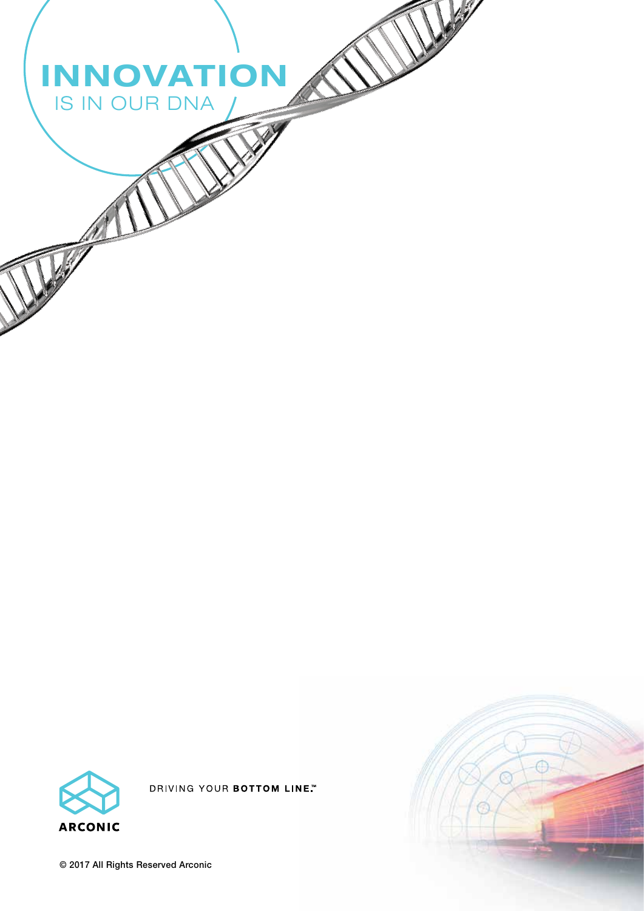# INNOVATION
IS IN OUR DNA

DRIVING YOUR **BOTTOM LINE.**™

ARCONIC

© 2017 All Rights Reserved Arconic